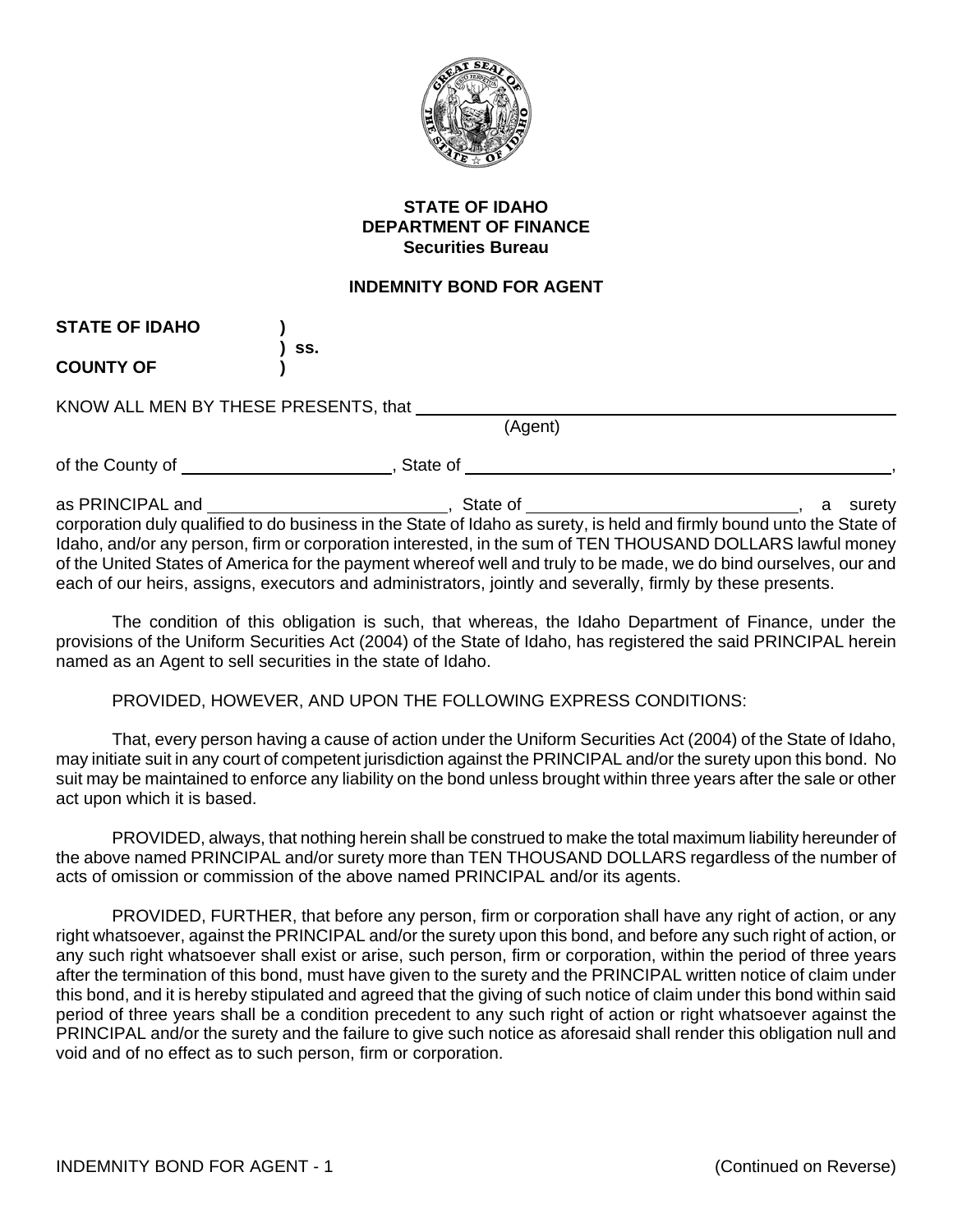**STATE OF IDAHO**
**DEPARTMENT OF FINANCE**
**Securities Bureau**

**INDEMNITY BOND FOR AGENT**

**STATE OF IDAHO** )
) **ss.**
**COUNTY OF** )

KNOW ALL MEN BY THESE PRESENTS, that ______________________________
(Agent)

of the County of ____________________, State of ______________________________,

as PRINCIPAL and ____________________, State of ____________________, a surety corporation duly qualified to do business in the State of Idaho as surety, is held and firmly bound unto the State of Idaho, and/or any person, firm or corporation interested, in the sum of TEN THOUSAND DOLLARS lawful money of the United States of America for the payment whereof well and truly to be made, we do bind ourselves, our and each of our heirs, assigns, executors and administrators, jointly and severally, firmly by these presents.

The condition of this obligation is such, that whereas, the Idaho Department of Finance, under the provisions of the Uniform Securities Act (2004) of the State of Idaho, has registered the said PRINCIPAL herein named as an Agent to sell securities in the state of Idaho.

PROVIDED, HOWEVER, AND UPON THE FOLLOWING EXPRESS CONDITIONS:

That, every person having a cause of action under the Uniform Securities Act (2004) of the State of Idaho, may initiate suit in any court of competent jurisdiction against the PRINCIPAL and/or the surety upon this bond. No suit may be maintained to enforce any liability on the bond unless brought within three years after the sale or other act upon which it is based.

PROVIDED, always, that nothing herein shall be construed to make the total maximum liability hereunder of the above named PRINCIPAL and/or surety more than TEN THOUSAND DOLLARS regardless of the number of acts of omission or commission of the above named PRINCIPAL and/or its agents.

PROVIDED, FURTHER, that before any person, firm or corporation shall have any right of action, or any right whatsoever, against the PRINCIPAL and/or the surety upon this bond, and before any such right of action, or any such right whatsoever shall exist or arise, such person, firm or corporation, within the period of three years after the termination of this bond, must have given to the surety and the PRINCIPAL written notice of claim under this bond, and it is hereby stipulated and agreed that the giving of such notice of claim under this bond within said period of three years shall be a condition precedent to any such right of action or right whatsoever against the PRINCIPAL and/or the surety and the failure to give such notice as aforesaid shall render this obligation null and void and of no effect as to such person, firm or corporation.

(Continued on Reverse)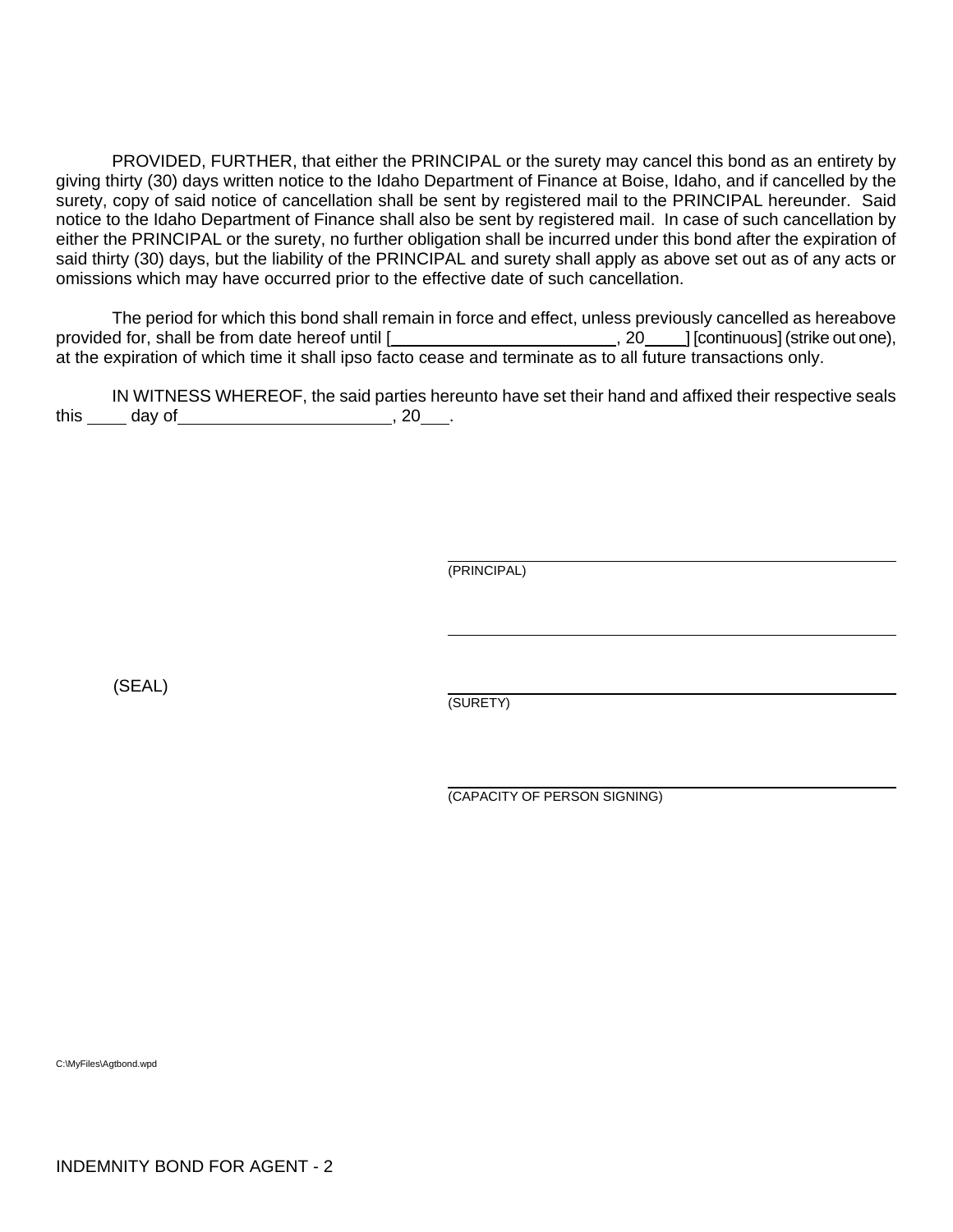PROVIDED, FURTHER, that either the PRINCIPAL or the surety may cancel this bond as an entirety by giving thirty (30) days written notice to the Idaho Department of Finance at Boise, Idaho, and if cancelled by the surety, copy of said notice of cancellation shall be sent by registered mail to the PRINCIPAL hereunder. Said notice to the Idaho Department of Finance shall also be sent by registered mail. In case of such cancellation by either the PRINCIPAL or the surety, no further obligation shall be incurred under this bond after the expiration of said thirty (30) days, but the liability of the PRINCIPAL and surety shall apply as above set out as of any acts or omissions which may have occurred prior to the effective date of such cancellation.

The period for which this bond shall remain in force and effect, unless previously cancelled as hereabove provided for, shall be from date hereof until [________________________, 20____] [continuous] (strike out one), at the expiration of which time it shall ipso facto cease and terminate as to all future transactions only.

IN WITNESS WHEREOF, the said parties hereunto have set their hand and affixed their respective seals this ____ day of______________________, 20___.

______________________________________________
(PRINCIPAL)

______________________________________________

(SEAL)

______________________________________________
(SURETY)

______________________________________________
(CAPACITY OF PERSON SIGNING)

C:\MyFiles\Agtbond.wpd

INDEMNITY BOND FOR AGENT - 2